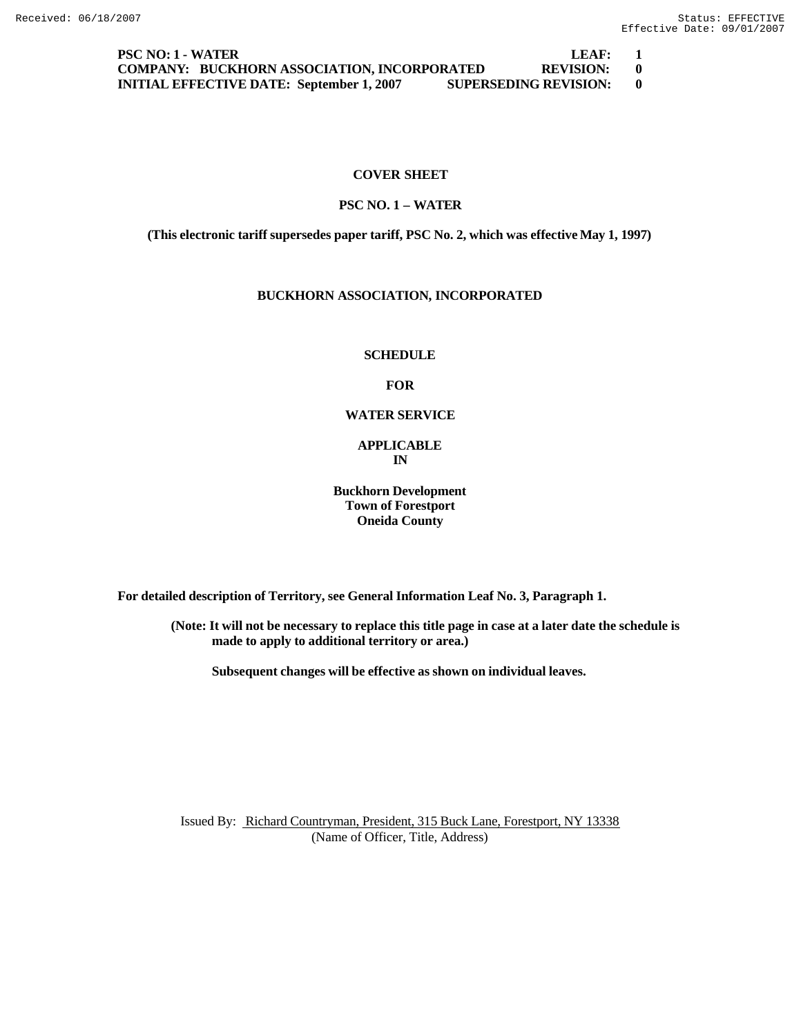**PSC NO: 1 - WATER** **LEAF: 1**
**COMPANY: BUCKHORN ASSOCIATION, INCORPORATED** **REVISION: 0**
**INITIAL EFFECTIVE DATE: September 1, 2007** **SUPERSEDING REVISION: 0**

**COVER SHEET**

**PSC NO. 1 – WATER**

**(This electronic tariff supersedes paper tariff, PSC No. 2, which was effective May 1, 1997)**

**BUCKHORN ASSOCIATION, INCORPORATED**

**SCHEDULE**

**FOR**

**WATER SERVICE**

**APPLICABLE**
**IN**

**Buckhorn Development**
**Town of Forestport**
**Oneida County**

**For detailed description of Territory, see General Information Leaf No. 3, Paragraph 1.**

**(Note: It will not be necessary to replace this title page in case at a later date the schedule is made to apply to additional territory or area.)**

**Subsequent changes will be effective as shown on individual leaves.**

Issued By: Richard Countryman, President, 315 Buck Lane, Forestport, NY 13338
(Name of Officer, Title, Address)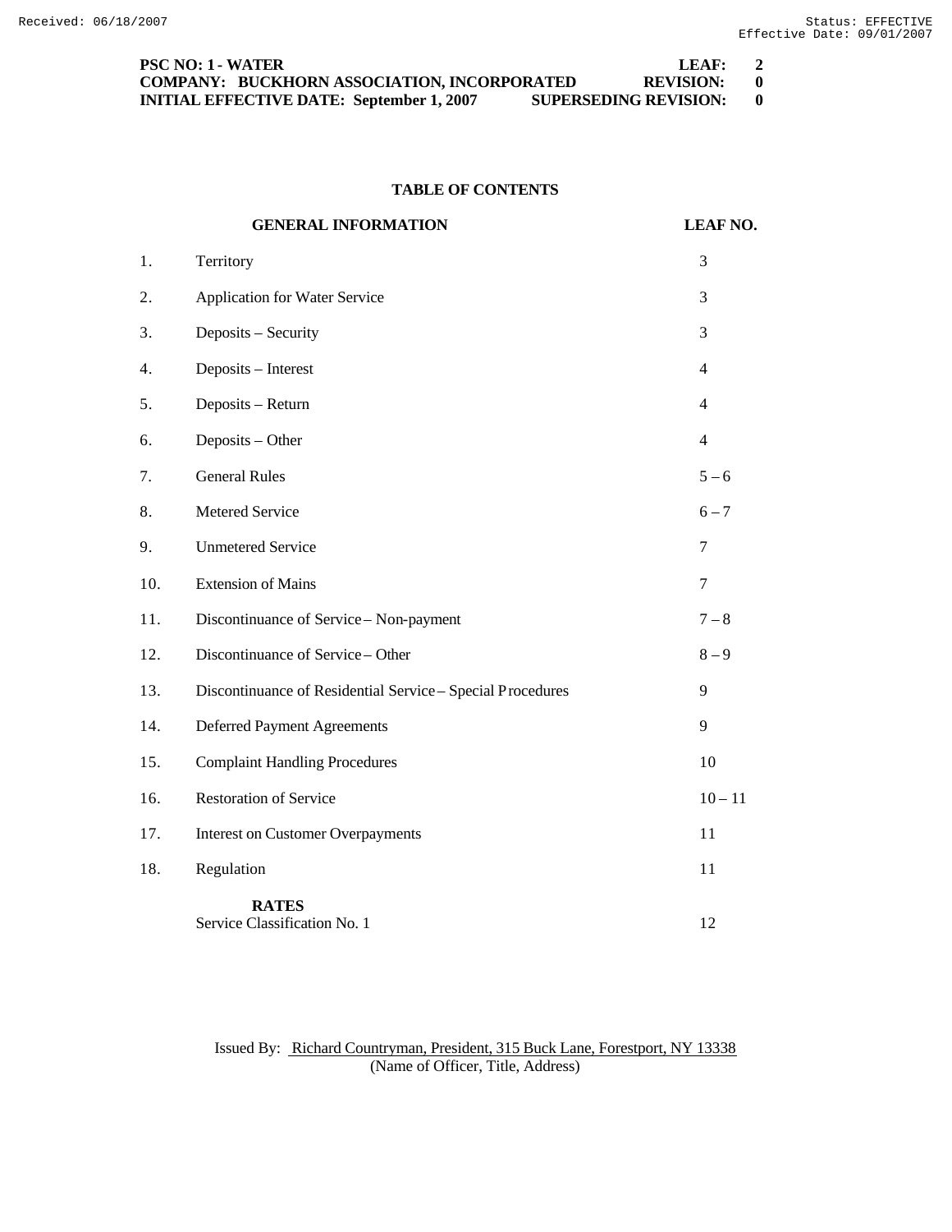**PSC NO: 1 - WATER LEAF: 2**
**COMPANY: BUCKHORN ASSOCIATION, INCORPORATED REVISION: 0**
**INITIAL EFFECTIVE DATE: September 1, 2007 SUPERSEDING REVISION: 0**

## TABLE OF CONTENTS

| | GENERAL INFORMATION | LEAF NO. |
|---|---|---|
| 1. | Territory | 3 |
| 2. | Application for Water Service | 3 |
| 3. | Deposits – Security | 3 |
| 4. | Deposits – Interest | 4 |
| 5. | Deposits – Return | 4 |
| 6. | Deposits – Other | 4 |
| 7. | General Rules | 5 – 6 |
| 8. | Metered Service | 6 – 7 |
| 9. | Unmetered Service | 7 |
| 10. | Extension of Mains | 7 |
| 11. | Discontinuance of Service – Non-payment | 7 – 8 |
| 12. | Discontinuance of Service – Other | 8 – 9 |
| 13. | Discontinuance of Residential Service – Special Procedures | 9 |
| 14. | Deferred Payment Agreements | 9 |
| 15. | Complaint Handling Procedures | 10 |
| 16. | Restoration of Service | 10 – 11 |
| 17. | Interest on Customer Overpayments | 11 |
| 18. | Regulation | 11 |
| | **RATES** | |
| | Service Classification No. 1 | 12 |

Issued By: Richard Countryman, President, 315 Buck Lane, Forestport, NY 13338
(Name of Officer, Title, Address)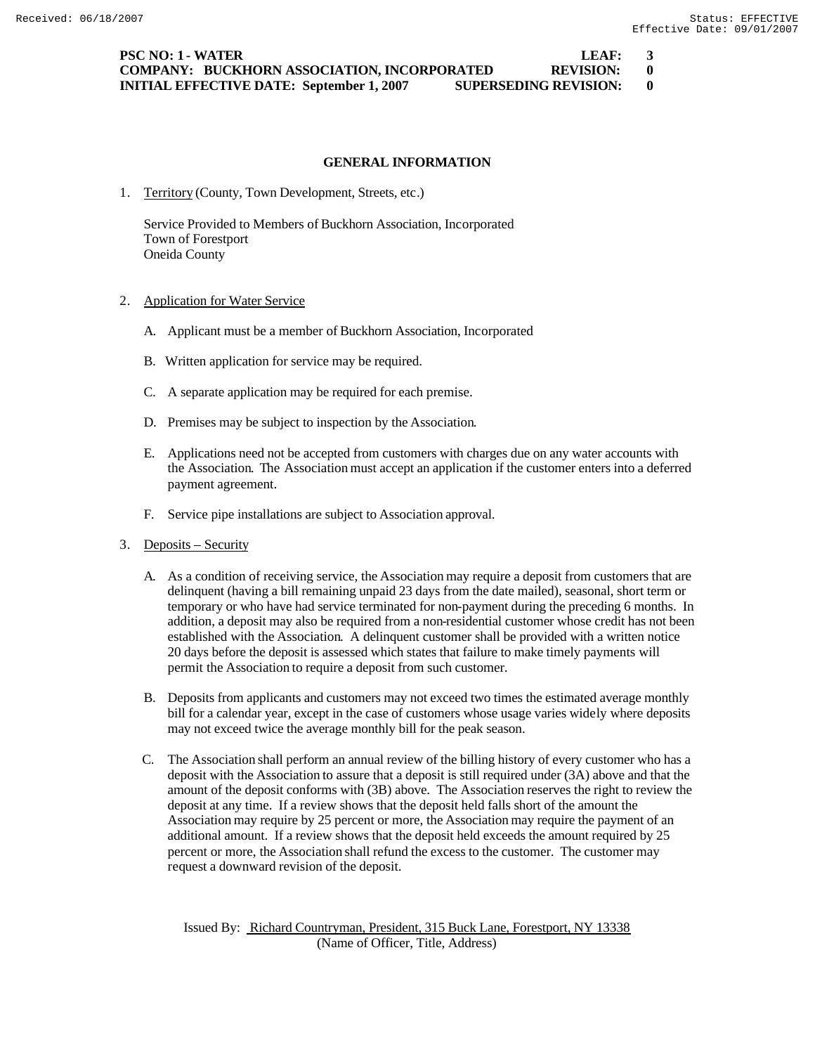**PSC NO: 1 - WATER LEAF: 3**
**COMPANY: BUCKHORN ASSOCIATION, INCORPORATED REVISION: 0**
**INITIAL EFFECTIVE DATE: September 1, 2007 SUPERSEDING REVISION: 0**

## GENERAL INFORMATION

1. Territory (County, Town Development, Streets, etc.)

   Service Provided to Members of Buckhorn Association, Incorporated
   Town of Forestport
   Oneida County

2. Application for Water Service

   A. Applicant must be a member of Buckhorn Association, Incorporated

   B. Written application for service may be required.

   C. A separate application may be required for each premise.

   D. Premises may be subject to inspection by the Association.

   E. Applications need not be accepted from customers with charges due on any water accounts with the Association. The Association must accept an application if the customer enters into a deferred payment agreement.

   F. Service pipe installations are subject to Association approval.

3. Deposits – Security

   A. As a condition of receiving service, the Association may require a deposit from customers that are delinquent (having a bill remaining unpaid 23 days from the date mailed), seasonal, short term or temporary or who have had service terminated for non-payment during the preceding 6 months. In addition, a deposit may also be required from a non-residential customer whose credit has not been established with the Association. A delinquent customer shall be provided with a written notice 20 days before the deposit is assessed which states that failure to make timely payments will permit the Association to require a deposit from such customer.

   B. Deposits from applicants and customers may not exceed two times the estimated average monthly bill for a calendar year, except in the case of customers whose usage varies widely where deposits may not exceed twice the average monthly bill for the peak season.

   C. The Association shall perform an annual review of the billing history of every customer who has a deposit with the Association to assure that a deposit is still required under (3A) above and that the amount of the deposit conforms with (3B) above. The Association reserves the right to review the deposit at any time. If a review shows that the deposit held falls short of the amount the Association may require by 25 percent or more, the Association may require the payment of an additional amount. If a review shows that the deposit held exceeds the amount required by 25 percent or more, the Association shall refund the excess to the customer. The customer may request a downward revision of the deposit.

Issued By: Richard Countryman, President, 315 Buck Lane, Forestport, NY 13338
(Name of Officer, Title, Address)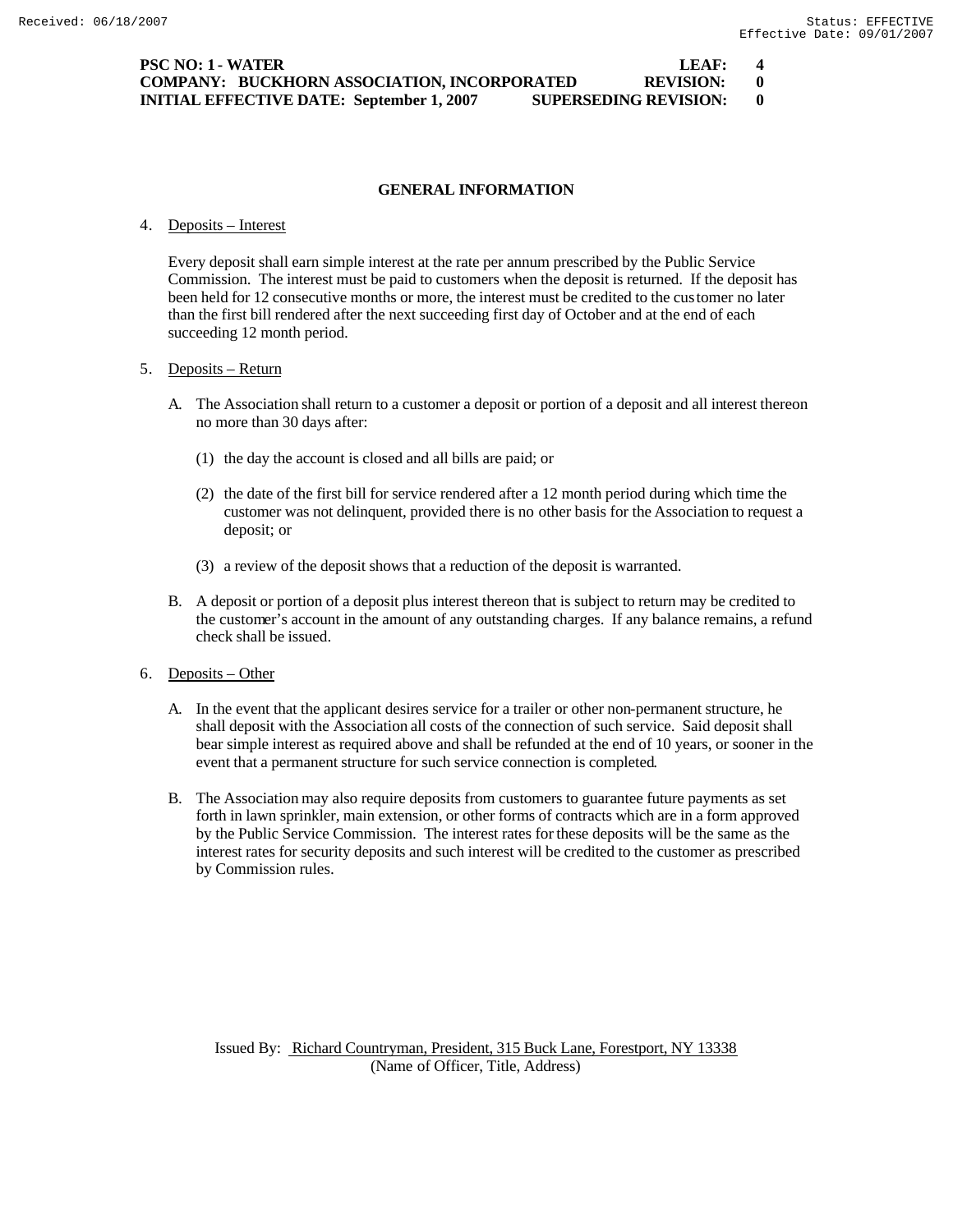**PSC NO: 1 - WATER LEAF: 4**
**COMPANY: BUCKHORN ASSOCIATION, INCORPORATED REVISION: 0**
**INITIAL EFFECTIVE DATE: September 1, 2007 SUPERSEDING REVISION: 0**

## GENERAL INFORMATION

4. Deposits – Interest

   Every deposit shall earn simple interest at the rate per annum prescribed by the Public Service Commission. The interest must be paid to customers when the deposit is returned. If the deposit has been held for 12 consecutive months or more, the interest must be credited to the customer no later than the first bill rendered after the next succeeding first day of October and at the end of each succeeding 12 month period.

5. Deposits – Return

   A. The Association shall return to a customer a deposit or portion of a deposit and all interest thereon no more than 30 days after:

      (1) the day the account is closed and all bills are paid; or

      (2) the date of the first bill for service rendered after a 12 month period during which time the customer was not delinquent, provided there is no other basis for the Association to request a deposit; or

      (3) a review of the deposit shows that a reduction of the deposit is warranted.

   B. A deposit or portion of a deposit plus interest thereon that is subject to return may be credited to the customer's account in the amount of any outstanding charges. If any balance remains, a refund check shall be issued.

6. Deposits – Other

   A. In the event that the applicant desires service for a trailer or other non-permanent structure, he shall deposit with the Association all costs of the connection of such service. Said deposit shall bear simple interest as required above and shall be refunded at the end of 10 years, or sooner in the event that a permanent structure for such service connection is completed.

   B. The Association may also require deposits from customers to guarantee future payments as set forth in lawn sprinkler, main extension, or other forms of contracts which are in a form approved by the Public Service Commission. The interest rates for these deposits will be the same as the interest rates for security deposits and such interest will be credited to the customer as prescribed by Commission rules.

Issued By: Richard Countryman, President, 315 Buck Lane, Forestport, NY 13338
(Name of Officer, Title, Address)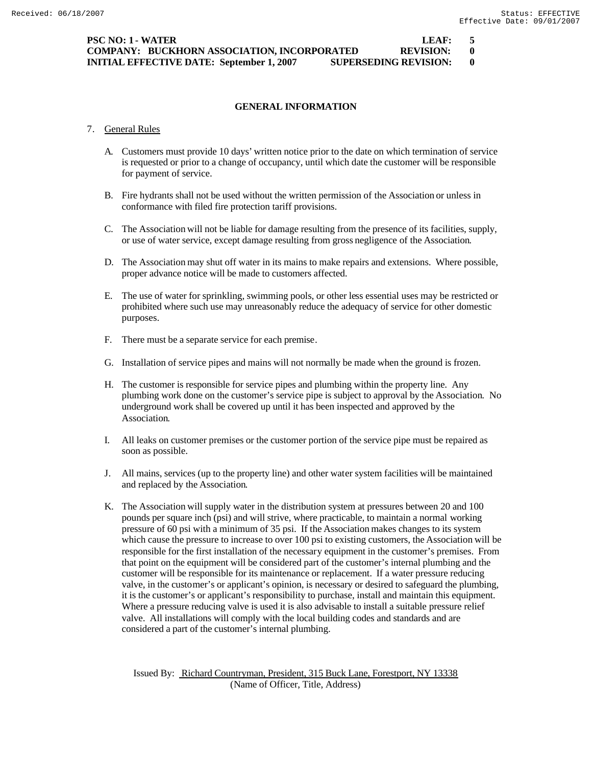**PSC NO: 1 - WATER LEAF: 5**
**COMPANY: BUCKHORN ASSOCIATION, INCORPORATED REVISION: 0**
**INITIAL EFFECTIVE DATE: September 1, 2007 SUPERSEDING REVISION: 0**

## GENERAL INFORMATION

7. General Rules

   A. Customers must provide 10 days' written notice prior to the date on which termination of service is requested or prior to a change of occupancy, until which date the customer will be responsible for payment of service.

   B. Fire hydrants shall not be used without the written permission of the Association or unless in conformance with filed fire protection tariff provisions.

   C. The Association will not be liable for damage resulting from the presence of its facilities, supply, or use of water service, except damage resulting from gross negligence of the Association.

   D. The Association may shut off water in its mains to make repairs and extensions. Where possible, proper advance notice will be made to customers affected.

   E. The use of water for sprinkling, swimming pools, or other less essential uses may be restricted or prohibited where such use may unreasonably reduce the adequacy of service for other domestic purposes.

   F. There must be a separate service for each premise.

   G. Installation of service pipes and mains will not normally be made when the ground is frozen.

   H. The customer is responsible for service pipes and plumbing within the property line. Any plumbing work done on the customer's service pipe is subject to approval by the Association. No underground work shall be covered up until it has been inspected and approved by the Association.

   I. All leaks on customer premises or the customer portion of the service pipe must be repaired as soon as possible.

   J. All mains, services (up to the property line) and other water system facilities will be maintained and replaced by the Association.

   K. The Association will supply water in the distribution system at pressures between 20 and 100 pounds per square inch (psi) and will strive, where practicable, to maintain a normal working pressure of 60 psi with a minimum of 35 psi. If the Association makes changes to its system which cause the pressure to increase to over 100 psi to existing customers, the Association will be responsible for the first installation of the necessary equipment in the customer's premises. From that point on the equipment will be considered part of the customer's internal plumbing and the customer will be responsible for its maintenance or replacement. If a water pressure reducing valve, in the customer's or applicant's opinion, is necessary or desired to safeguard the plumbing, it is the customer's or applicant's responsibility to purchase, install and maintain this equipment. Where a pressure reducing valve is used it is also advisable to install a suitable pressure relief valve. All installations will comply with the local building codes and standards and are considered a part of the customer's internal plumbing.

Issued By: Richard Countryman, President, 315 Buck Lane, Forestport, NY 13338
(Name of Officer, Title, Address)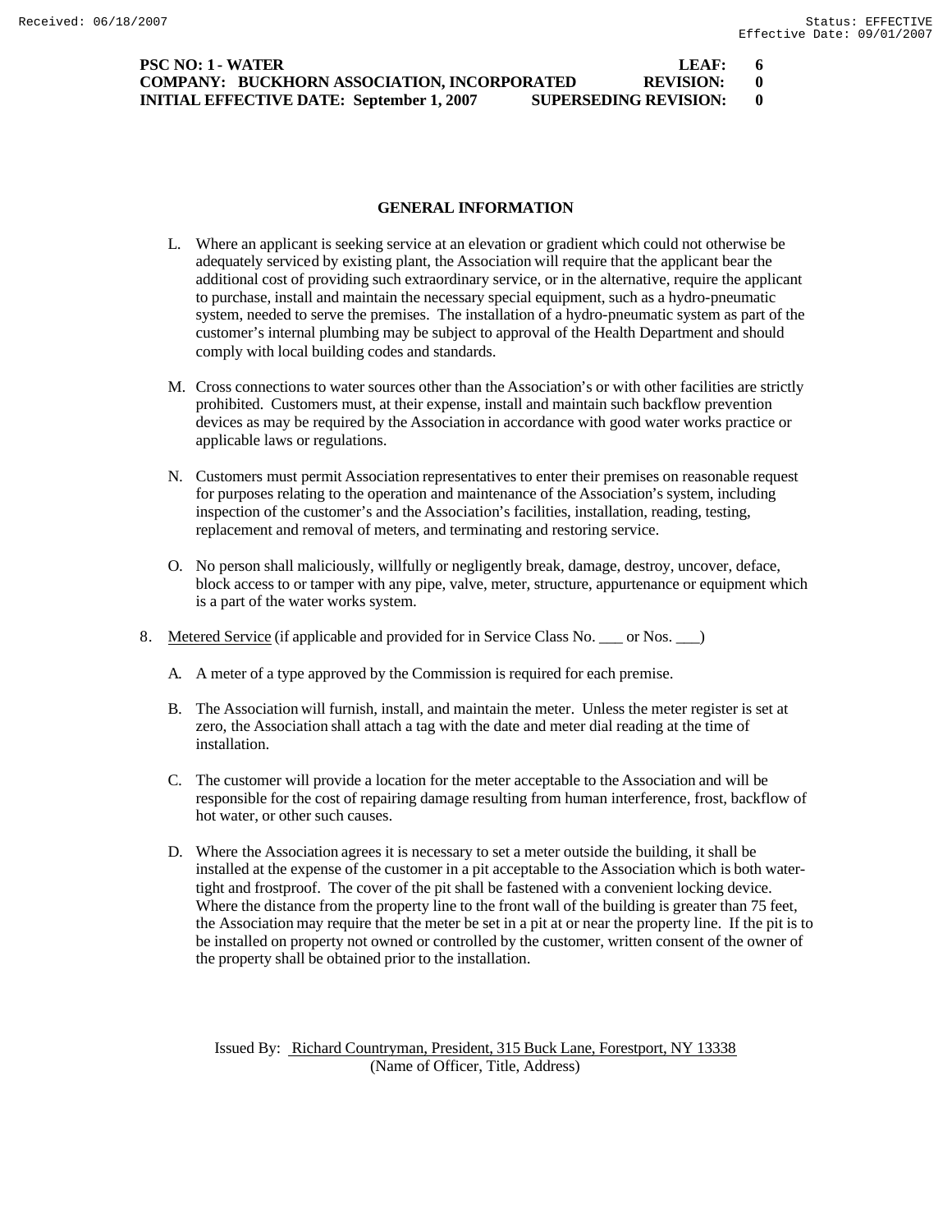## GENERAL INFORMATION

L. Where an applicant is seeking service at an elevation or gradient which could not otherwise be adequately serviced by existing plant, the Association will require that the applicant bear the additional cost of providing such extraordinary service, or in the alternative, require the applicant to purchase, install and maintain the necessary special equipment, such as a hydro-pneumatic system, needed to serve the premises. The installation of a hydro-pneumatic system as part of the customer's internal plumbing may be subject to approval of the Health Department and should comply with local building codes and standards.

M. Cross connections to water sources other than the Association's or with other facilities are strictly prohibited. Customers must, at their expense, install and maintain such backflow prevention devices as may be required by the Association in accordance with good water works practice or applicable laws or regulations.

N. Customers must permit Association representatives to enter their premises on reasonable request for purposes relating to the operation and maintenance of the Association's system, including inspection of the customer's and the Association's facilities, installation, reading, testing, replacement and removal of meters, and terminating and restoring service.

O. No person shall maliciously, willfully or negligently break, damage, destroy, uncover, deface, block access to or tamper with any pipe, valve, meter, structure, appurtenance or equipment which is a part of the water works system.

8. Metered Service (if applicable and provided for in Service Class No. ___ or Nos. ___)

   A. A meter of a type approved by the Commission is required for each premise.

   B. The Association will furnish, install, and maintain the meter. Unless the meter register is set at zero, the Association shall attach a tag with the date and meter dial reading at the time of installation.

   C. The customer will provide a location for the meter acceptable to the Association and will be responsible for the cost of repairing damage resulting from human interference, frost, backflow of hot water, or other such causes.

   D. Where the Association agrees it is necessary to set a meter outside the building, it shall be installed at the expense of the customer in a pit acceptable to the Association which is both water-tight and frostproof. The cover of the pit shall be fastened with a convenient locking device. Where the distance from the property line to the front wall of the building is greater than 75 feet, the Association may require that the meter be set in a pit at or near the property line. If the pit is to be installed on property not owned or controlled by the customer, written consent of the owner of the property shall be obtained prior to the installation.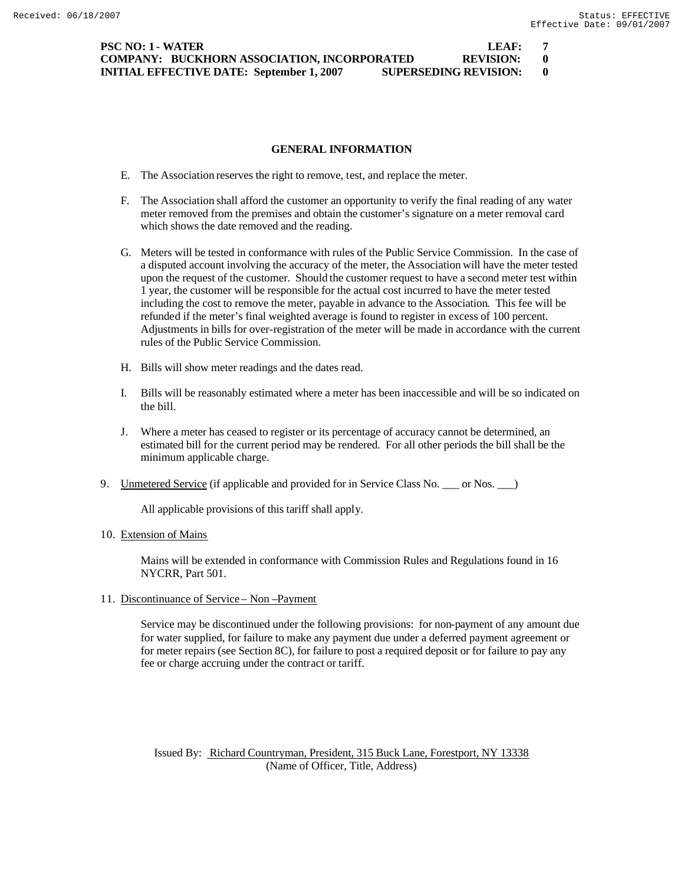**PSC NO: 1 - WATER LEAF: 7**
**COMPANY: BUCKHORN ASSOCIATION, INCORPORATED REVISION: 0**
**INITIAL EFFECTIVE DATE: September 1, 2007 SUPERSEDING REVISION: 0**

## GENERAL INFORMATION

E. The Association reserves the right to remove, test, and replace the meter.

F. The Association shall afford the customer an opportunity to verify the final reading of any water meter removed from the premises and obtain the customer's signature on a meter removal card which shows the date removed and the reading.

G. Meters will be tested in conformance with rules of the Public Service Commission. In the case of a disputed account involving the accuracy of the meter, the Association will have the meter tested upon the request of the customer. Should the customer request to have a second meter test within 1 year, the customer will be responsible for the actual cost incurred to have the meter tested including the cost to remove the meter, payable in advance to the Association. This fee will be refunded if the meter's final weighted average is found to register in excess of 100 percent. Adjustments in bills for over-registration of the meter will be made in accordance with the current rules of the Public Service Commission.

H. Bills will show meter readings and the dates read.

I. Bills will be reasonably estimated where a meter has been inaccessible and will be so indicated on the bill.

J. Where a meter has ceased to register or its percentage of accuracy cannot be determined, an estimated bill for the current period may be rendered. For all other periods the bill shall be the minimum applicable charge.

9. Unmetered Service (if applicable and provided for in Service Class No. ___ or Nos. ___)

   All applicable provisions of this tariff shall apply.

10. Extension of Mains

    Mains will be extended in conformance with Commission Rules and Regulations found in 16 NYCRR, Part 501.

11. Discontinuance of Service – Non –Payment

    Service may be discontinued under the following provisions: for non-payment of any amount due for water supplied, for failure to make any payment due under a deferred payment agreement or for meter repairs (see Section 8C), for failure to post a required deposit or for failure to pay any fee or charge accruing under the contract or tariff.

Issued By: Richard Countryman, President, 315 Buck Lane, Forestport, NY 13338
(Name of Officer, Title, Address)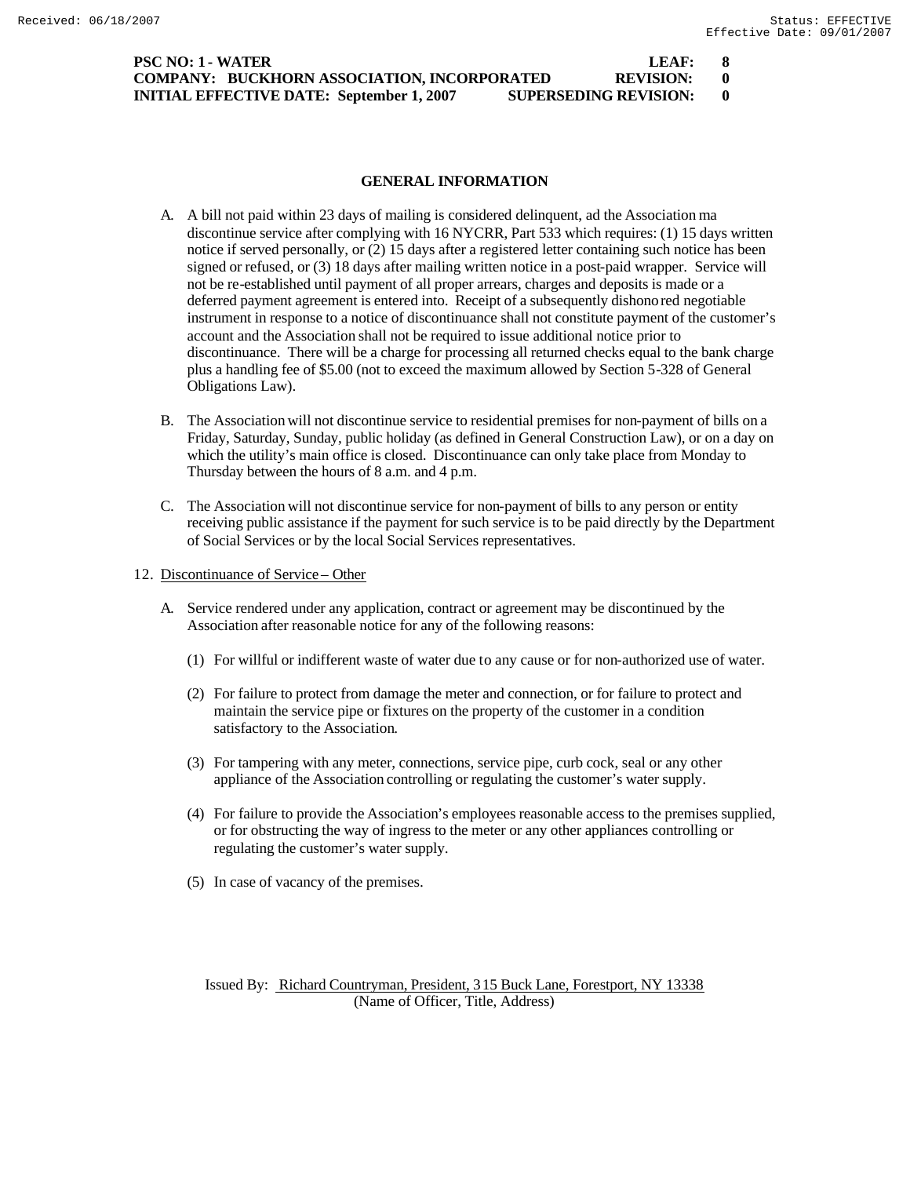PSC NO: 1 - WATER LEAF: 8
COMPANY: BUCKHORN ASSOCIATION, INCORPORATED REVISION: 0
INITIAL EFFECTIVE DATE: September 1, 2007 SUPERSEDING REVISION: 0

## GENERAL INFORMATION

A. A bill not paid within 23 days of mailing is considered delinquent, ad the Association ma discontinue service after complying with 16 NYCRR, Part 533 which requires: (1) 15 days written notice if served personally, or (2) 15 days after a registered letter containing such notice has been signed or refused, or (3) 18 days after mailing written notice in a post-paid wrapper. Service will not be re-established until payment of all proper arrears, charges and deposits is made or a deferred payment agreement is entered into. Receipt of a subsequently dishonored negotiable instrument in response to a notice of discontinuance shall not constitute payment of the customer's account and the Association shall not be required to issue additional notice prior to discontinuance. There will be a charge for processing all returned checks equal to the bank charge plus a handling fee of $5.00 (not to exceed the maximum allowed by Section 5-328 of General Obligations Law).

B. The Association will not discontinue service to residential premises for non-payment of bills on a Friday, Saturday, Sunday, public holiday (as defined in General Construction Law), or on a day on which the utility's main office is closed. Discontinuance can only take place from Monday to Thursday between the hours of 8 a.m. and 4 p.m.

C. The Association will not discontinue service for non-payment of bills to any person or entity receiving public assistance if the payment for such service is to be paid directly by the Department of Social Services or by the local Social Services representatives.

12. Discontinuance of Service – Other

A. Service rendered under any application, contract or agreement may be discontinued by the Association after reasonable notice for any of the following reasons:

(1) For willful or indifferent waste of water due to any cause or for non-authorized use of water.

(2) For failure to protect from damage the meter and connection, or for failure to protect and maintain the service pipe or fixtures on the property of the customer in a condition satisfactory to the Association.

(3) For tampering with any meter, connections, service pipe, curb cock, seal or any other appliance of the Association controlling or regulating the customer's water supply.

(4) For failure to provide the Association's employees reasonable access to the premises supplied, or for obstructing the way of ingress to the meter or any other appliances controlling or regulating the customer's water supply.

(5) In case of vacancy of the premises.

Issued By: Richard Countryman, President, 315 Buck Lane, Forestport, NY 13338
(Name of Officer, Title, Address)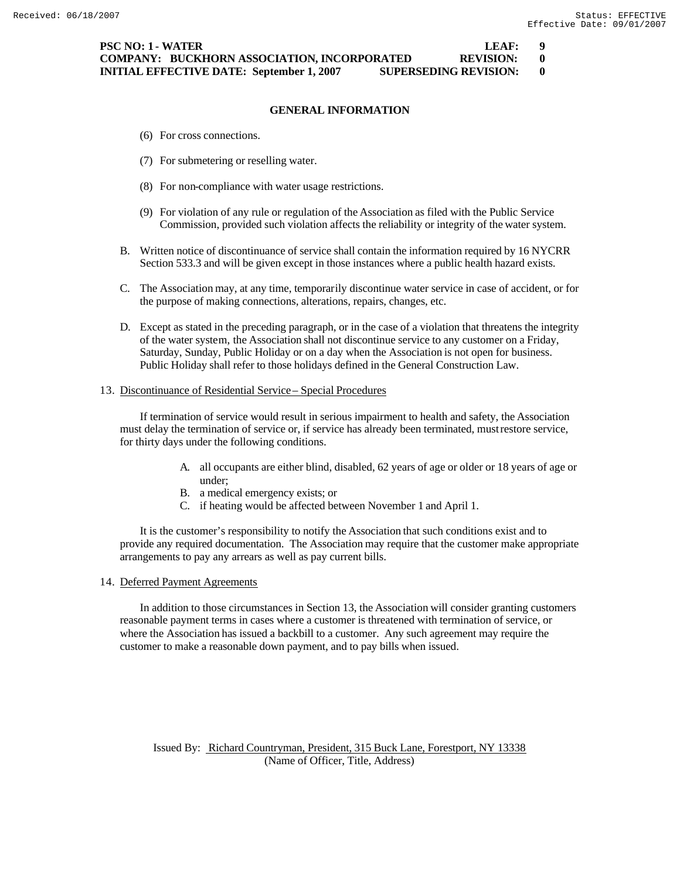**PSC NO: 1 - WATER LEAF: 9**
**COMPANY: BUCKHORN ASSOCIATION, INCORPORATED REVISION: 0**
**INITIAL EFFECTIVE DATE: September 1, 2007 SUPERSEDING REVISION: 0**

## GENERAL INFORMATION

(6) For cross connections.

(7) For submetering or reselling water.

(8) For non-compliance with water usage restrictions.

(9) For violation of any rule or regulation of the Association as filed with the Public Service Commission, provided such violation affects the reliability or integrity of the water system.

B. Written notice of discontinuance of service shall contain the information required by 16 NYCRR Section 533.3 and will be given except in those instances where a public health hazard exists.

C. The Association may, at any time, temporarily discontinue water service in case of accident, or for the purpose of making connections, alterations, repairs, changes, etc.

D. Except as stated in the preceding paragraph, or in the case of a violation that threatens the integrity of the water system, the Association shall not discontinue service to any customer on a Friday, Saturday, Sunday, Public Holiday or on a day when the Association is not open for business. Public Holiday shall refer to those holidays defined in the General Construction Law.

13. Discontinuance of Residential Service – Special Procedures

If termination of service would result in serious impairment to health and safety, the Association must delay the termination of service or, if service has already been terminated, must restore service, for thirty days under the following conditions.

A. all occupants are either blind, disabled, 62 years of age or older or 18 years of age or under;
B. a medical emergency exists; or
C. if heating would be affected between November 1 and April 1.

It is the customer's responsibility to notify the Association that such conditions exist and to provide any required documentation. The Association may require that the customer make appropriate arrangements to pay any arrears as well as pay current bills.

14. Deferred Payment Agreements

In addition to those circumstances in Section 13, the Association will consider granting customers reasonable payment terms in cases where a customer is threatened with termination of service, or where the Association has issued a backbill to a customer. Any such agreement may require the customer to make a reasonable down payment, and to pay bills when issued.

Issued By: Richard Countryman, President, 315 Buck Lane, Forestport, NY 13338
(Name of Officer, Title, Address)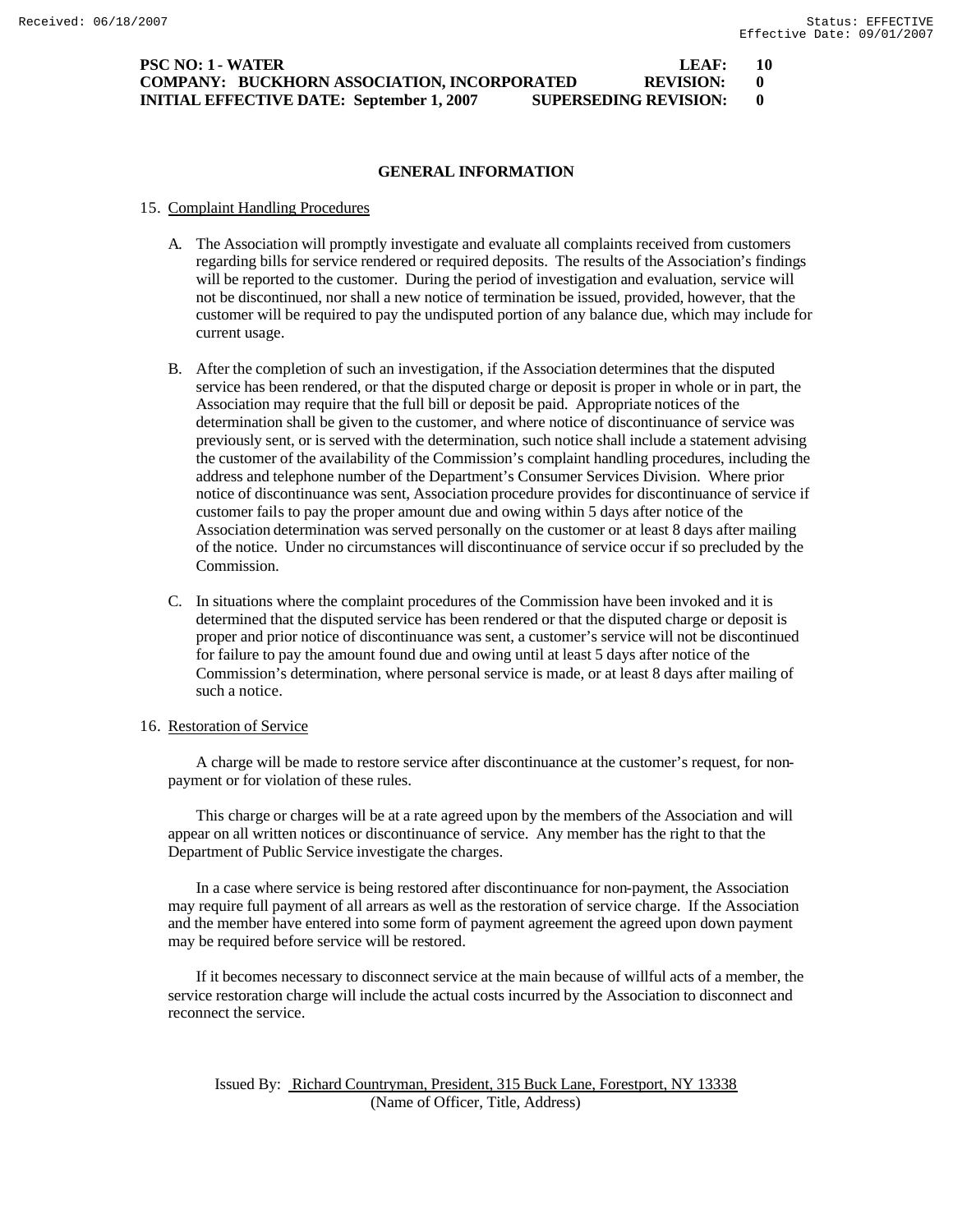**PSC NO: 1 - WATER LEAF: 10**
**COMPANY: BUCKHORN ASSOCIATION, INCORPORATED REVISION: 0**
**INITIAL EFFECTIVE DATE: September 1, 2007 SUPERSEDING REVISION: 0**

## GENERAL INFORMATION

15. Complaint Handling Procedures

   A. The Association will promptly investigate and evaluate all complaints received from customers regarding bills for service rendered or required deposits. The results of the Association's findings will be reported to the customer. During the period of investigation and evaluation, service will not be discontinued, nor shall a new notice of termination be issued, provided, however, that the customer will be required to pay the undisputed portion of any balance due, which may include for current usage.

   B. After the completion of such an investigation, if the Association determines that the disputed service has been rendered, or that the disputed charge or deposit is proper in whole or in part, the Association may require that the full bill or deposit be paid. Appropriate notices of the determination shall be given to the customer, and where notice of discontinuance of service was previously sent, or is served with the determination, such notice shall include a statement advising the customer of the availability of the Commission's complaint handling procedures, including the address and telephone number of the Department's Consumer Services Division. Where prior notice of discontinuance was sent, Association procedure provides for discontinuance of service if customer fails to pay the proper amount due and owing within 5 days after notice of the Association determination was served personally on the customer or at least 8 days after mailing of the notice. Under no circumstances will discontinuance of service occur if so precluded by the Commission.

   C. In situations where the complaint procedures of the Commission have been invoked and it is determined that the disputed service has been rendered or that the disputed charge or deposit is proper and prior notice of discontinuance was sent, a customer's service will not be discontinued for failure to pay the amount found due and owing until at least 5 days after notice of the Commission's determination, where personal service is made, or at least 8 days after mailing of such a notice.

16. Restoration of Service

A charge will be made to restore service after discontinuance at the customer's request, for non-payment or for violation of these rules.

This charge or charges will be at a rate agreed upon by the members of the Association and will appear on all written notices or discontinuance of service. Any member has the right to that the Department of Public Service investigate the charges.

In a case where service is being restored after discontinuance for non-payment, the Association may require full payment of all arrears as well as the restoration of service charge. If the Association and the member have entered into some form of payment agreement the agreed upon down payment may be required before service will be restored.

If it becomes necessary to disconnect service at the main because of willful acts of a member, the service restoration charge will include the actual costs incurred by the Association to disconnect and reconnect the service.

Issued By: Richard Countryman, President, 315 Buck Lane, Forestport, NY 13338
(Name of Officer, Title, Address)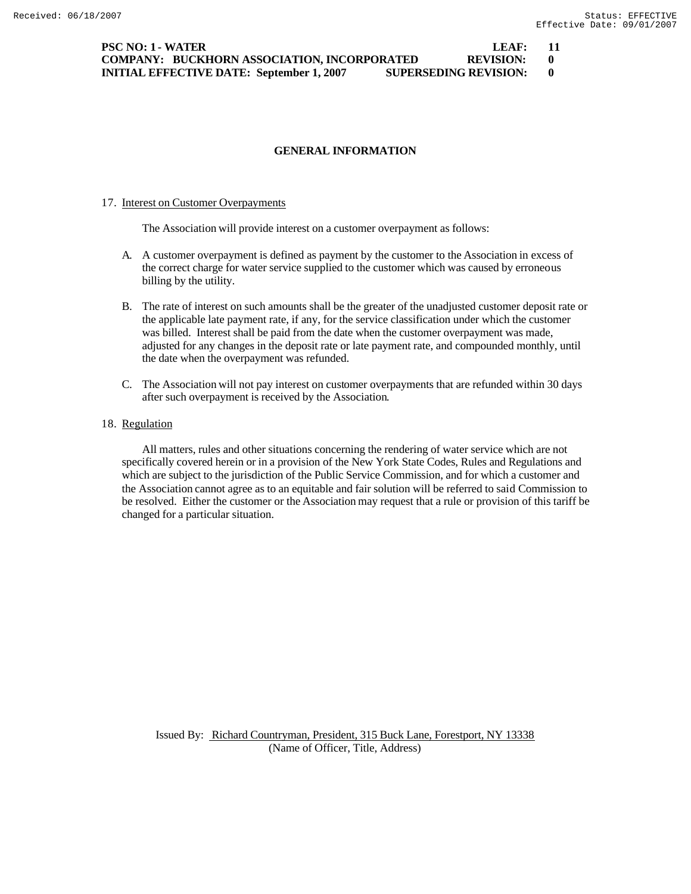**PSC NO: 1 - WATER** **LEAF: 11**
**COMPANY: BUCKHORN ASSOCIATION, INCORPORATED** **REVISION: 0**
**INITIAL EFFECTIVE DATE: September 1, 2007** **SUPERSEDING REVISION: 0**

## GENERAL INFORMATION

17. Interest on Customer Overpayments

The Association will provide interest on a customer overpayment as follows:

A. A customer overpayment is defined as payment by the customer to the Association in excess of the correct charge for water service supplied to the customer which was caused by erroneous billing by the utility.

B. The rate of interest on such amounts shall be the greater of the unadjusted customer deposit rate or the applicable late payment rate, if any, for the service classification under which the customer was billed. Interest shall be paid from the date when the customer overpayment was made, adjusted for any changes in the deposit rate or late payment rate, and compounded monthly, until the date when the overpayment was refunded.

C. The Association will not pay interest on customer overpayments that are refunded within 30 days after such overpayment is received by the Association.

18. Regulation

All matters, rules and other situations concerning the rendering of water service which are not specifically covered herein or in a provision of the New York State Codes, Rules and Regulations and which are subject to the jurisdiction of the Public Service Commission, and for which a customer and the Association cannot agree as to an equitable and fair solution will be referred to said Commission to be resolved. Either the customer or the Association may request that a rule or provision of this tariff be changed for a particular situation.

Issued By: Richard Countryman, President, 315 Buck Lane, Forestport, NY 13338
(Name of Officer, Title, Address)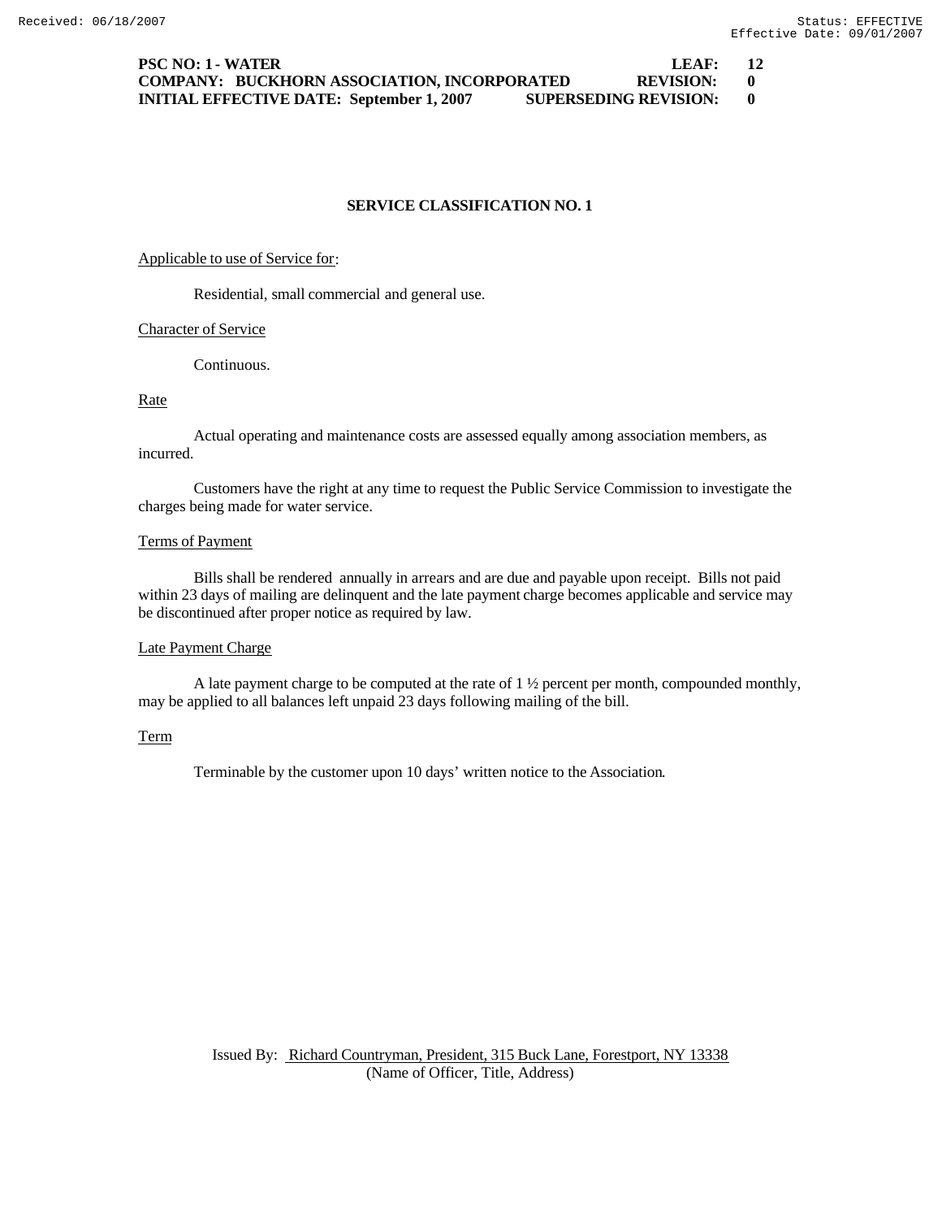**PSC NO: 1 - WATER** **LEAF: 12**
**COMPANY: BUCKHORN ASSOCIATION, INCORPORATED** **REVISION: 0**
**INITIAL EFFECTIVE DATE: September 1, 2007** **SUPERSEDING REVISION: 0**

## SERVICE CLASSIFICATION NO. 1

Applicable to use of Service for:

Residential, small commercial and general use.

Character of Service

Continuous.

Rate

Actual operating and maintenance costs are assessed equally among association members, as incurred.

Customers have the right at any time to request the Public Service Commission to investigate the charges being made for water service.

Terms of Payment

Bills shall be rendered annually in arrears and are due and payable upon receipt. Bills not paid within 23 days of mailing are delinquent and the late payment charge becomes applicable and service may be discontinued after proper notice as required by law.

Late Payment Charge

A late payment charge to be computed at the rate of 1 ½ percent per month, compounded monthly, may be applied to all balances left unpaid 23 days following mailing of the bill.

Term

Terminable by the customer upon 10 days' written notice to the Association.

Issued By: Richard Countryman, President, 315 Buck Lane, Forestport, NY 13338
(Name of Officer, Title, Address)